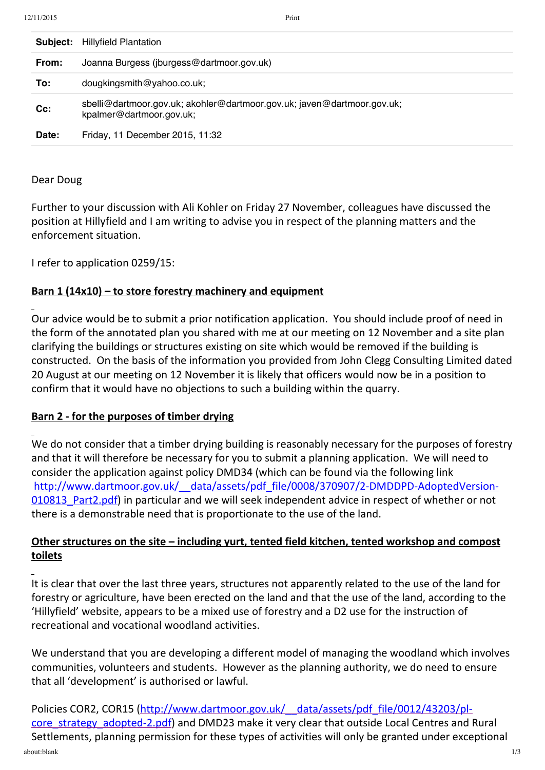| **Subject:** | Hillyfield Plantation |
| --- | --- |
| **From:** | Joanna Burgess (jburgess@dartmoor.gov.uk) |
| **To:** | dougkingsmith@yahoo.co.uk; |
| **Cc:** | sbelli@dartmoor.gov.uk; akohler@dartmoor.gov.uk; javen@dartmoor.gov.uk; kpalmer@dartmoor.gov.uk; |
| **Date:** | Friday, 11 December 2015, 11:32 |

Dear Doug

Further to your discussion with Ali Kohler on Friday 27 November, colleagues have discussed the position at Hillyfield and I am writing to advise you in respect of the planning matters and the enforcement situation.

I refer to application 0259/15:

**Barn 1 (14x10) – to store forestry machinery and equipment**

Our advice would be to submit a prior notification application. You should include proof of need in the form of the annotated plan you shared with me at our meeting on 12 November and a site plan clarifying the buildings or structures existing on site which would be removed if the building is constructed. On the basis of the information you provided from John Clegg Consulting Limited dated 20 August at our meeting on 12 November it is likely that officers would now be in a position to confirm that it would have no objections to such a building within the quarry.

**Barn 2 - for the purposes of timber drying**

We do not consider that a timber drying building is reasonably necessary for the purposes of forestry and that it will therefore be necessary for you to submit a planning application. We will need to consider the application against policy DMD34 (which can be found via the following link http://www.dartmoor.gov.uk/__data/assets/pdf_file/0008/370907/2-DMDDPD-AdoptedVersion-010813_Part2.pdf) in particular and we will seek independent advice in respect of whether or not there is a demonstrable need that is proportionate to the use of the land.

**Other structures on the site – including yurt, tented field kitchen, tented workshop and compost toilets**

It is clear that over the last three years, structures not apparently related to the use of the land for forestry or agriculture, have been erected on the land and that the use of the land, according to the 'Hillyfield' website, appears to be a mixed use of forestry and a D2 use for the instruction of recreational and vocational woodland activities.

We understand that you are developing a different model of managing the woodland which involves communities, volunteers and students. However as the planning authority, we do need to ensure that all 'development' is authorised or lawful.

Policies COR2, COR15 (http://www.dartmoor.gov.uk/__data/assets/pdf_file/0012/43203/pl-core_strategy_adopted-2.pdf) and DMD23 make it very clear that outside Local Centres and Rural Settlements, planning permission for these types of activities will only be granted under exceptional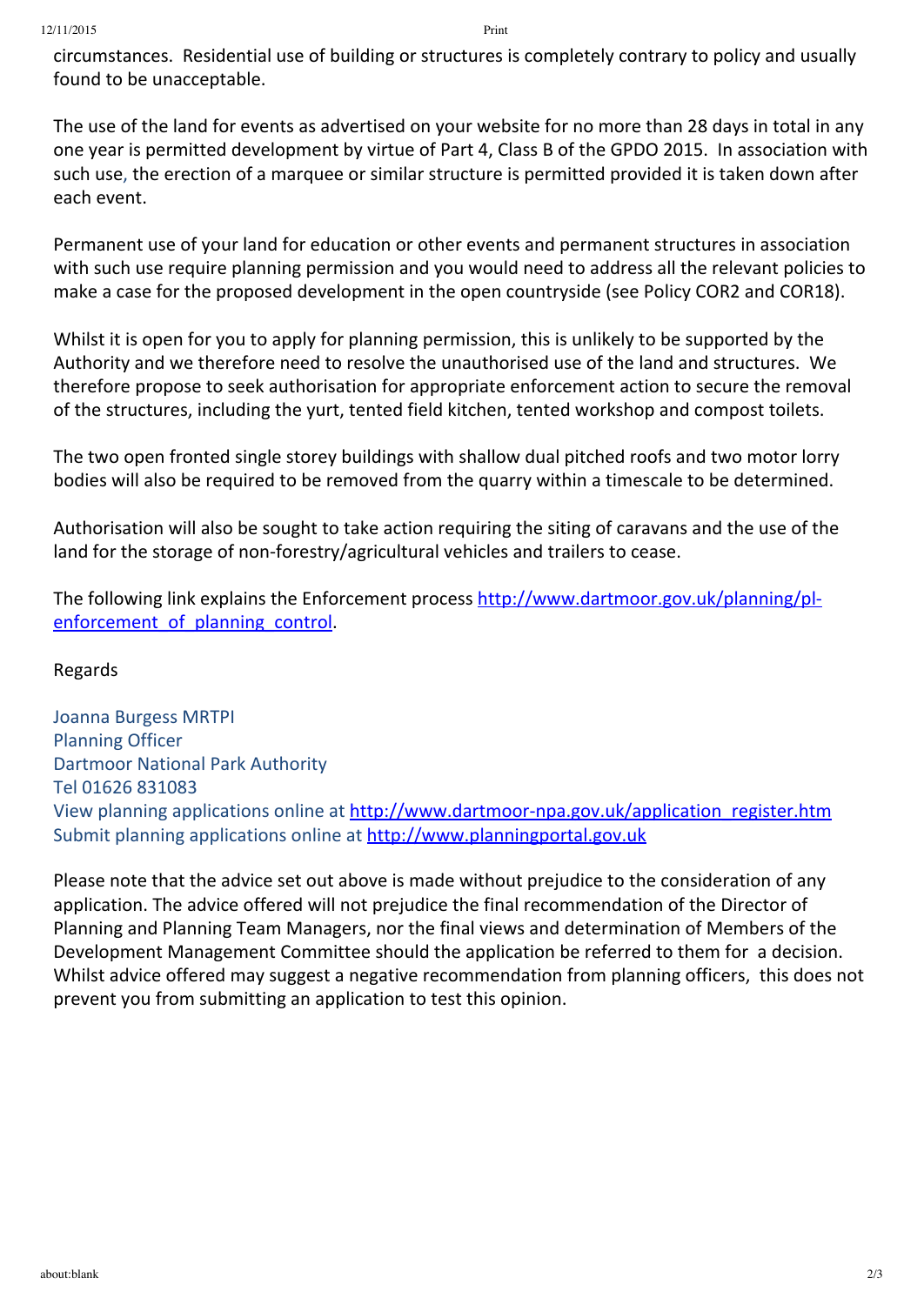circumstances. Residential use of building or structures is completely contrary to policy and usually found to be unacceptable.

The use of the land for events as advertised on your website for no more than 28 days in total in any one year is permitted development by virtue of Part 4, Class B of the GPDO 2015. In association with such use, the erection of a marquee or similar structure is permitted provided it is taken down after each event.

Permanent use of your land for education or other events and permanent structures in association with such use require planning permission and you would need to address all the relevant policies to make a case for the proposed development in the open countryside (see Policy COR2 and COR18).

Whilst it is open for you to apply for planning permission, this is unlikely to be supported by the Authority and we therefore need to resolve the unauthorised use of the land and structures. We therefore propose to seek authorisation for appropriate enforcement action to secure the removal of the structures, including the yurt, tented field kitchen, tented workshop and compost toilets.

The two open fronted single storey buildings with shallow dual pitched roofs and two motor lorry bodies will also be required to be removed from the quarry within a timescale to be determined.

Authorisation will also be sought to take action requiring the siting of caravans and the use of the land for the storage of non-forestry/agricultural vehicles and trailers to cease.

The following link explains the Enforcement process [http://www.dartmoor.gov.uk/planning/pl-enforcement_of_planning_control](http://www.dartmoor.gov.uk/planning/pl-enforcement_of_planning_control).

Regards

Joanna Burgess MRTPI
Planning Officer
Dartmoor National Park Authority
Tel 01626 831083
View planning applications online at [http://www.dartmoor-npa.gov.uk/application_register.htm](http://www.dartmoor-npa.gov.uk/application_register.htm)
Submit planning applications online at [http://www.planningportal.gov.uk](http://www.planningportal.gov.uk)

Please note that the advice set out above is made without prejudice to the consideration of any application. The advice offered will not prejudice the final recommendation of the Director of Planning and Planning Team Managers, nor the final views and determination of Members of the Development Management Committee should the application be referred to them for a decision. Whilst advice offered may suggest a negative recommendation from planning officers, this does not prevent you from submitting an application to test this opinion.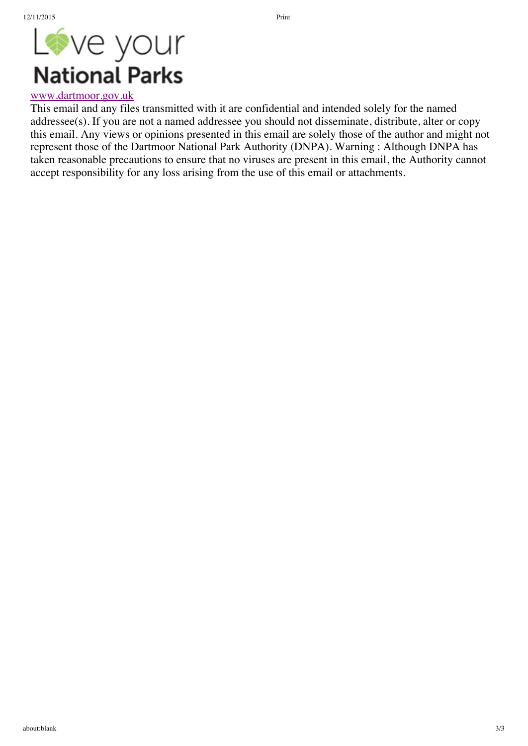Love your
**National Parks**

www.dartmoor.gov.uk

This email and any files transmitted with it are confidential and intended solely for the named addressee(s). If you are not a named addressee you should not disseminate, distribute, alter or copy this email. Any views or opinions presented in this email are solely those of the author and might not represent those of the Dartmoor National Park Authority (DNPA). Warning : Although DNPA has taken reasonable precautions to ensure that no viruses are present in this email, the Authority cannot accept responsibility for any loss arising from the use of this email or attachments.